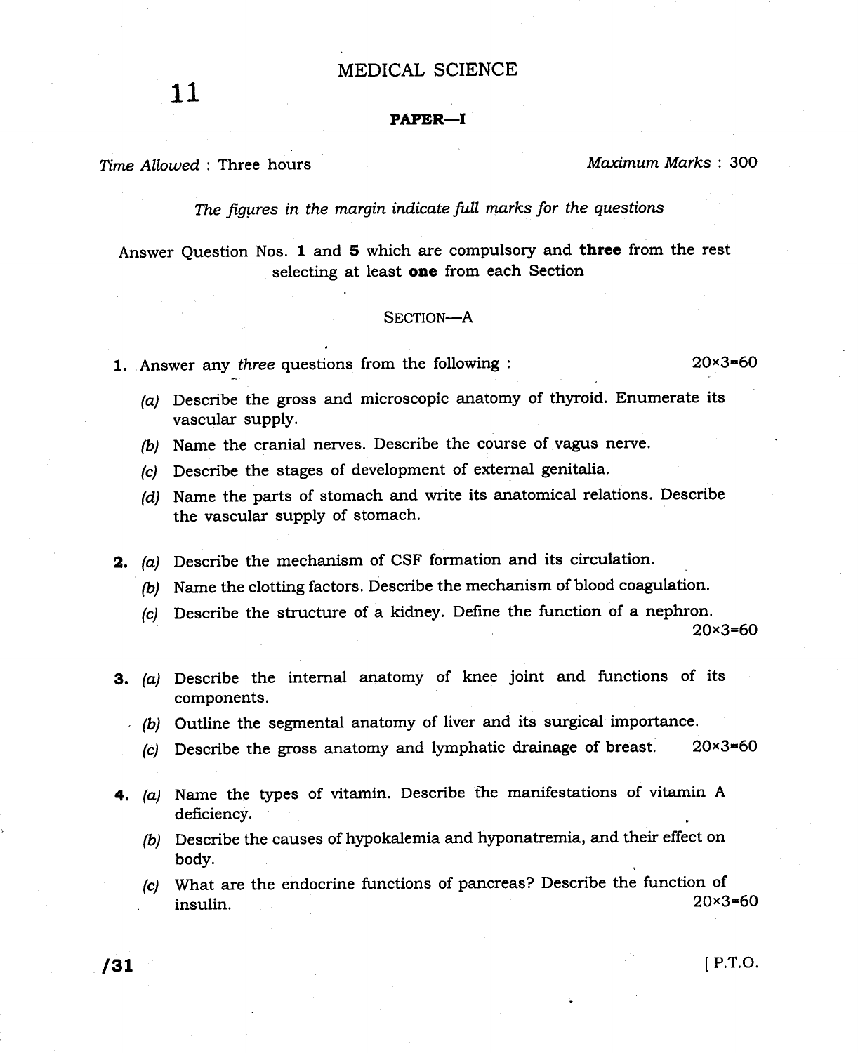# MEDICAL SCIENCE

11

## PAPER—I

*Time Allowed* : Three hours | *Maximum Marks* : 300

*The figures in the margin indicate full marks for the questions*

Answer Question Nos. **1** and **5** which are compulsory and **three** from the rest selecting at least **one** from each Section

### SECTION—A

**1.** Answer any *three* questions from the following : 20×3=60

*(a)* Describe the gross and microscopic anatomy of thyroid. Enumerate its vascular supply.

*(b)* Name the cranial nerves. Describe the course of vagus nerve.

*(c)* Describe the stages of development of external genitalia.

*(d)* Name the parts of stomach and write its anatomical relations. Describe the vascular supply of stomach.

**2.** *(a)* Describe the mechanism of CSF formation and its circulation.

*(b)* Name the clotting factors. Describe the mechanism of blood coagulation.

*(c)* Describe the structure of a kidney. Define the function of a nephron. 20×3=60

**3.** *(a)* Describe the internal anatomy of knee joint and functions of its components.

*(b)* Outline the segmental anatomy of liver and its surgical importance.

*(c)* Describe the gross anatomy and lymphatic drainage of breast. 20×3=60

**4.** *(a)* Name the types of vitamin. Describe the manifestations of vitamin A deficiency.

*(b)* Describe the causes of hypokalemia and hyponatremia, and their effect on body.

*(c)* What are the endocrine functions of pancreas? Describe the function of insulin. 20×3=60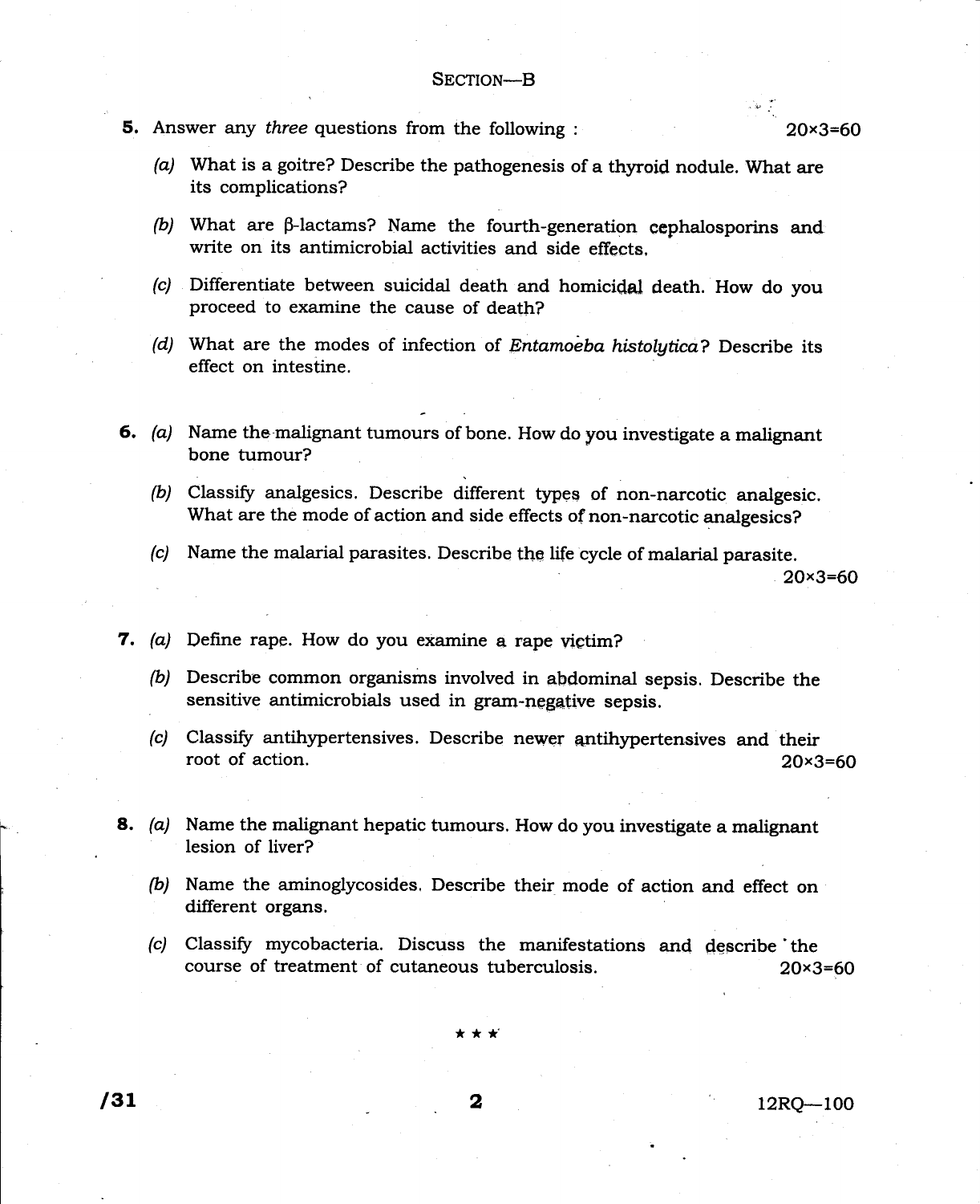## SECTION—B

**5.** Answer any *three* questions from the following : 20×3=60

*(a)* What is a goitre? Describe the pathogenesis of a thyroid nodule. What are its complications?

*(b)* What are β-lactams? Name the fourth-generation cephalosporins and write on its antimicrobial activities and side effects.

*(c)* Differentiate between suicidal death and homicidal death. How do you proceed to examine the cause of death?

*(d)* What are the modes of infection of *Entamoeba histolytica*? Describe its effect on intestine.

**6.** *(a)* Name the malignant tumours of bone. How do you investigate a malignant bone tumour?

*(b)* Classify analgesics. Describe different types of non-narcotic analgesic. What are the mode of action and side effects of non-narcotic analgesics?

*(c)* Name the malarial parasites. Describe the life cycle of malarial parasite.

20×3=60

**7.** *(a)* Define rape. How do you examine a rape victim?

*(b)* Describe common organisms involved in abdominal sepsis. Describe the sensitive antimicrobials used in gram-negative sepsis.

*(c)* Classify antihypertensives. Describe newer antihypertensives and their root of action. 20×3=60

**8.** *(a)* Name the malignant hepatic tumours. How do you investigate a malignant lesion of liver?

*(b)* Name the aminoglycosides. Describe their mode of action and effect on different organs.

*(c)* Classify mycobacteria. Discuss the manifestations and describe the course of treatment of cutaneous tuberculosis. 20×3=60

★ ★ ★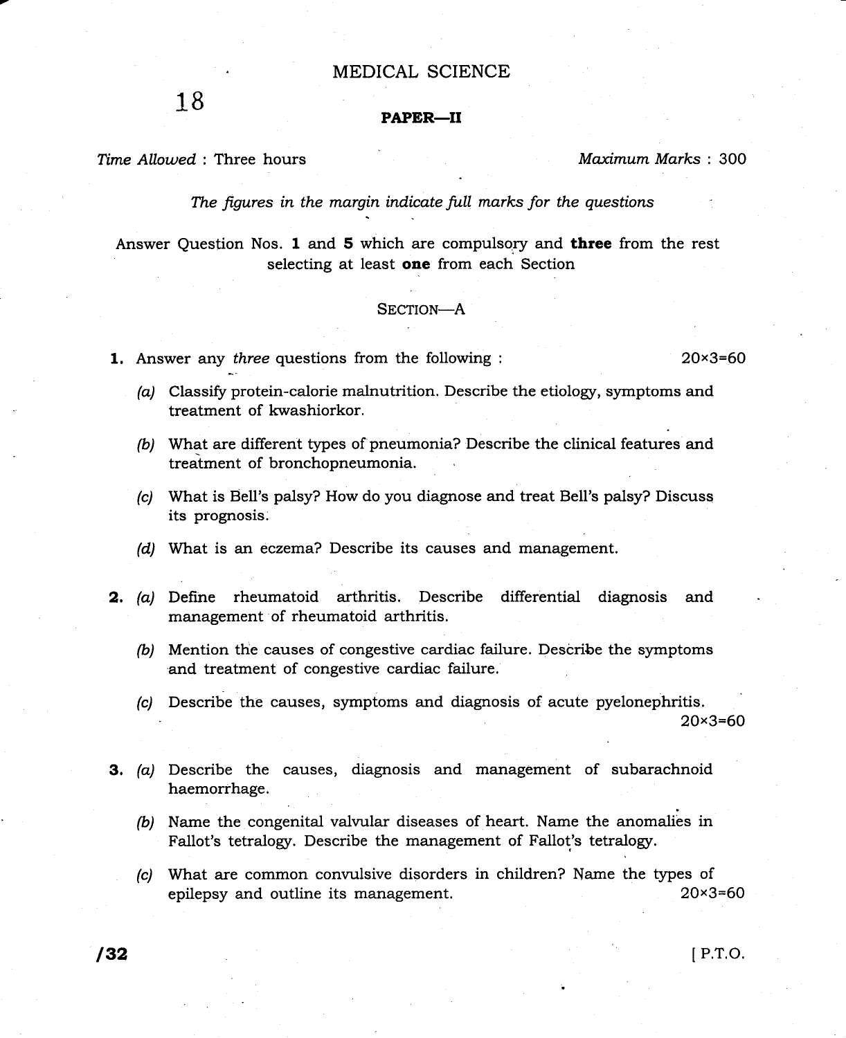# MEDICAL SCIENCE

18

**PAPER—II**

*Time Allowed* : Three hours | *Maximum Marks* : 300

*The figures in the margin indicate full marks for the questions*

Answer Question Nos. **1** and **5** which are compulsory and **three** from the rest selecting at least **one** from each Section

## SECTION—A

**1.** Answer any *three* questions from the following : 20×3=60

(a) Classify protein-calorie malnutrition. Describe the etiology, symptoms and treatment of kwashiorkor.

(b) What are different types of pneumonia? Describe the clinical features and treatment of bronchopneumonia.

(c) What is Bell's palsy? How do you diagnose and treat Bell's palsy? Discuss its prognosis.

(d) What is an eczema? Describe its causes and management.

**2.** (a) Define rheumatoid arthritis. Describe differential diagnosis and management of rheumatoid arthritis.

(b) Mention the causes of congestive cardiac failure. Describe the symptoms and treatment of congestive cardiac failure.

(c) Describe the causes, symptoms and diagnosis of acute pyelonephritis. 20×3=60

**3.** (a) Describe the causes, diagnosis and management of subarachnoid haemorrhage.

(b) Name the congenital valvular diseases of heart. Name the anomalies in Fallot's tetralogy. Describe the management of Fallot's tetralogy.

(c) What are common convulsive disorders in children? Name the types of epilepsy and outline its management. 20×3=60

/32 [ P.T.O.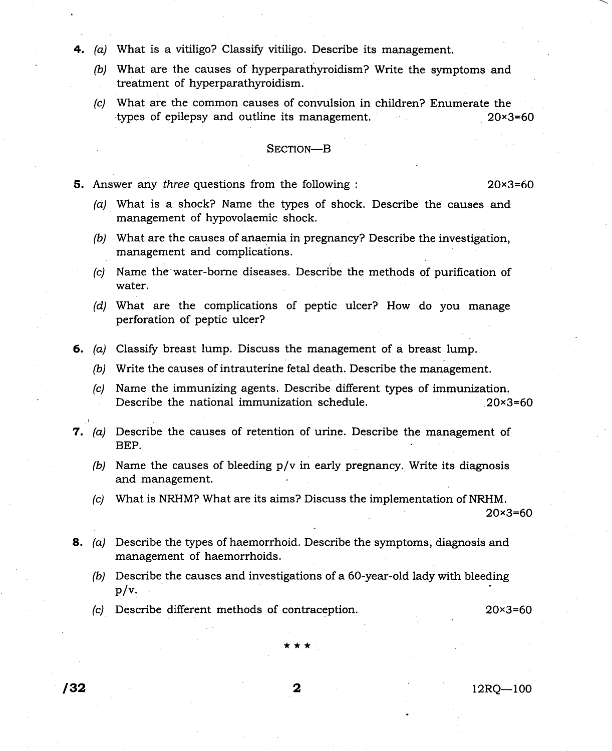4. *(a)* What is a vitiligo? Classify vitiligo. Describe its management.

   *(b)* What are the causes of hyperparathyroidism? Write the symptoms and treatment of hyperparathyroidism.

   *(c)* What are the common causes of convulsion in children? Enumerate the types of epilepsy and outline its management. 20×3=60

## SECTION—B

5. Answer any *three* questions from the following : 20×3=60

   *(a)* What is a shock? Name the types of shock. Describe the causes and management of hypovolaemic shock.

   *(b)* What are the causes of anaemia in pregnancy? Describe the investigation, management and complications.

   *(c)* Name the water-borne diseases. Describe the methods of purification of water.

   *(d)* What are the complications of peptic ulcer? How do you manage perforation of peptic ulcer?

6. *(a)* Classify breast lump. Discuss the management of a breast lump.

   *(b)* Write the causes of intrauterine fetal death. Describe the management.

   *(c)* Name the immunizing agents. Describe different types of immunization. Describe the national immunization schedule. 20×3=60

7. *(a)* Describe the causes of retention of urine. Describe the management of BEP.

   *(b)* Name the causes of bleeding p/v in early pregnancy. Write its diagnosis and management.

   *(c)* What is NRHM? What are its aims? Discuss the implementation of NRHM. 20×3=60

8. *(a)* Describe the types of haemorrhoid. Describe the symptoms, diagnosis and management of haemorrhoids.

   *(b)* Describe the causes and investigations of a 60-year-old lady with bleeding p/v.

   *(c)* Describe different methods of contraception. 20×3=60

★ ★ ★

/32 12RQ—100